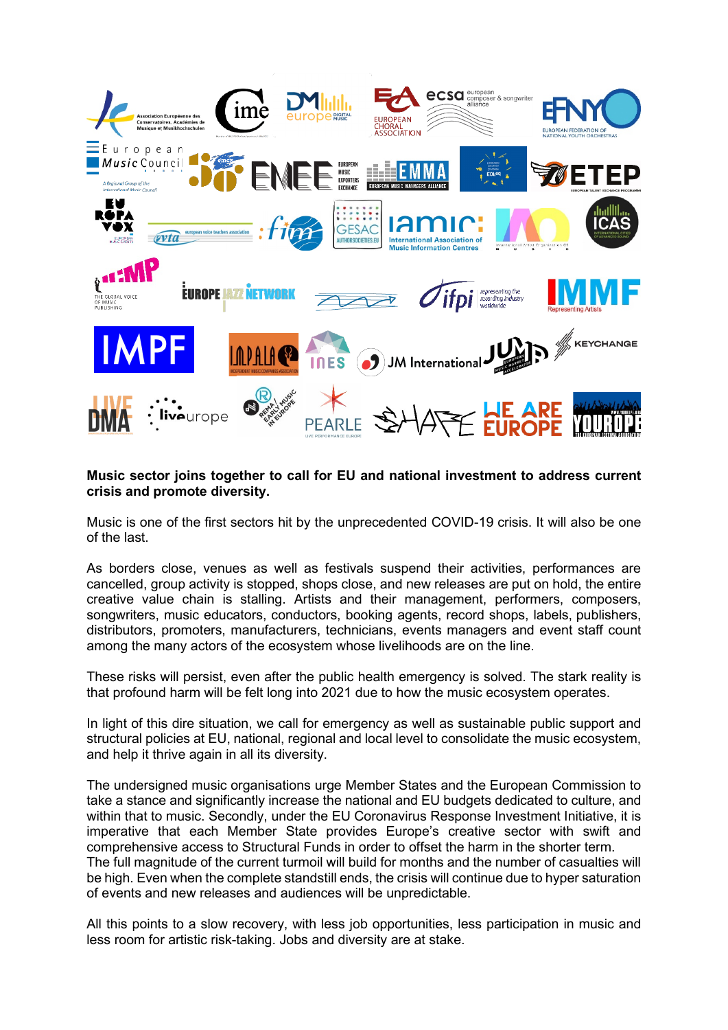**Music sector joins together to call for EU and national investment to address current crisis and promote diversity.**

Music is one of the first sectors hit by the unprecedented COVID-19 crisis. It will also be one of the last.

As borders close, venues as well as festivals suspend their activities, performances are cancelled, group activity is stopped, shops close, and new releases are put on hold, the entire creative value chain is stalling. Artists and their management, performers, composers, songwriters, music educators, conductors, booking agents, record shops, labels, publishers, distributors, promoters, manufacturers, technicians, events managers and event staff count among the many actors of the ecosystem whose livelihoods are on the line.

These risks will persist, even after the public health emergency is solved. The stark reality is that profound harm will be felt long into 2021 due to how the music ecosystem operates.

In light of this dire situation, we call for emergency as well as sustainable public support and structural policies at EU, national, regional and local level to consolidate the music ecosystem, and help it thrive again in all its diversity.

The undersigned music organisations urge Member States and the European Commission to take a stance and significantly increase the national and EU budgets dedicated to culture, and within that to music. Secondly, under the EU Coronavirus Response Investment Initiative, it is imperative that each Member State provides Europe's creative sector with swift and comprehensive access to Structural Funds in order to offset the harm in the shorter term.
The full magnitude of the current turmoil will build for months and the number of casualties will be high. Even when the complete standstill ends, the crisis will continue due to hyper saturation of events and new releases and audiences will be unpredictable.

All this points to a slow recovery, with less job opportunities, less participation in music and less room for artistic risk-taking. Jobs and diversity are at stake.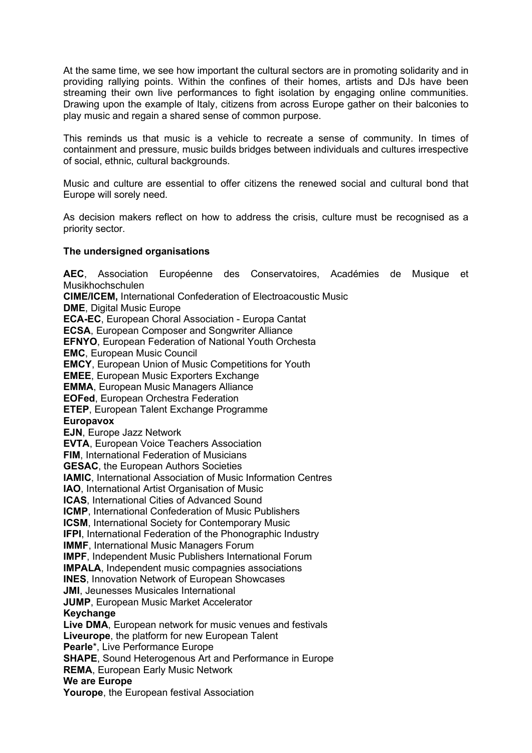At the same time, we see how important the cultural sectors are in promoting solidarity and in providing rallying points. Within the confines of their homes, artists and DJs have been streaming their own live performances to fight isolation by engaging online communities. Drawing upon the example of Italy, citizens from across Europe gather on their balconies to play music and regain a shared sense of common purpose.

This reminds us that music is a vehicle to recreate a sense of community. In times of containment and pressure, music builds bridges between individuals and cultures irrespective of social, ethnic, cultural backgrounds.

Music and culture are essential to offer citizens the renewed social and cultural bond that Europe will sorely need.

As decision makers reflect on how to address the crisis, culture must be recognised as a priority sector.

**The undersigned organisations**

**AEC**, Association Européenne des Conservatoires, Académies de Musique et Musikhochschulen
**CIME/ICEM,** International Confederation of Electroacoustic Music
**DME**, Digital Music Europe
**ECA-EC**, European Choral Association - Europa Cantat
**ECSA**, European Composer and Songwriter Alliance
**EFNYO**, European Federation of National Youth Orchesta
**EMC**, European Music Council
**EMCY**, European Union of Music Competitions for Youth
**EMEE**, European Music Exporters Exchange
**EMMA**, European Music Managers Alliance
**EOFed**, European Orchestra Federation
**ETEP**, European Talent Exchange Programme
**Europavox**
**EJN**, Europe Jazz Network
**EVTA**, European Voice Teachers Association
**FIM**, International Federation of Musicians
**GESAC**, the European Authors Societies
**IAMIC**, International Association of Music Information Centres
**IAO**, International Artist Organisation of Music
**ICAS**, International Cities of Advanced Sound
**ICMP**, International Confederation of Music Publishers
**ICSM**, International Society for Contemporary Music
**IFPI**, International Federation of the Phonographic Industry
**IMMF**, International Music Managers Forum
**IMPF**, Independent Music Publishers International Forum
**IMPALA**, Independent music compagnies associations
**INES**, Innovation Network of European Showcases
**JMI**, Jeunesses Musicales International
**JUMP**, European Music Market Accelerator
**Keychange**
**Live DMA**, European network for music venues and festivals
**Liveurope**, the platform for new European Talent
**Pearle***, Live Performance Europe
**SHAPE**, Sound Heterogenous Art and Performance in Europe
**REMA**, European Early Music Network
**We are Europe**
**Yourope**, the European festival Association